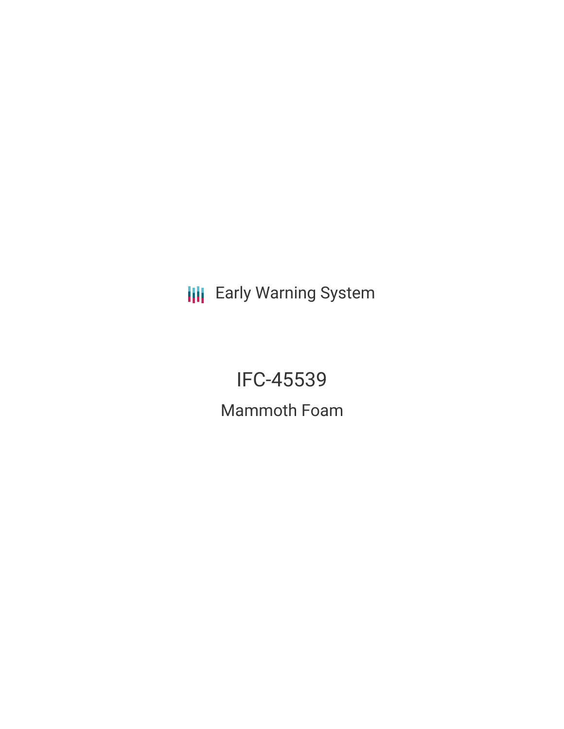Early Warning System

# IFC-45539

## Mammoth Foam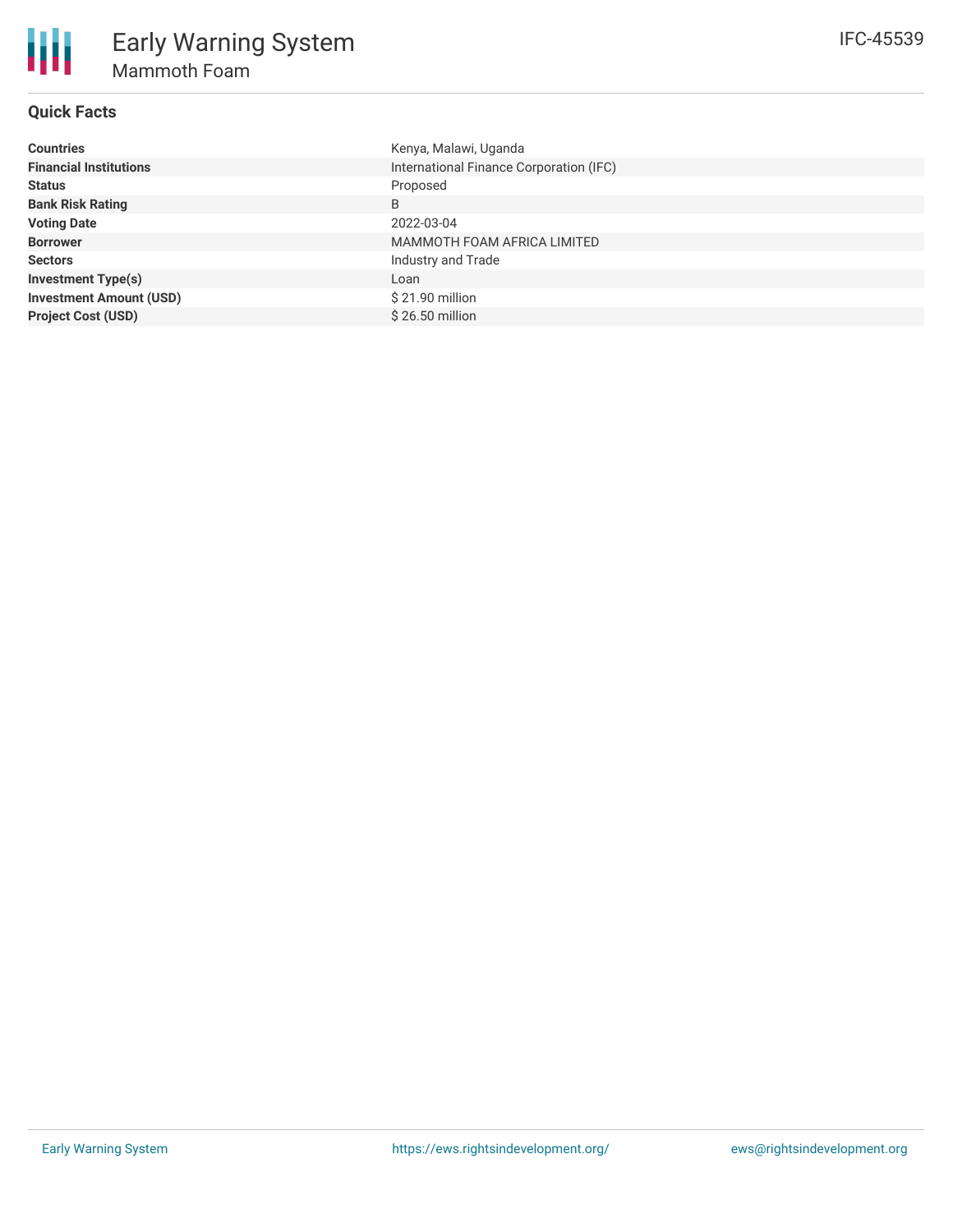# Early Warning System

## Mammoth Foam

IFC-45539

### Quick Facts

| | |
|---|---|
| **Countries** | Kenya, Malawi, Uganda |
| **Financial Institutions** | International Finance Corporation (IFC) |
| **Status** | Proposed |
| **Bank Risk Rating** | B |
| **Voting Date** | 2022-03-04 |
| **Borrower** | MAMMOTH FOAM AFRICA LIMITED |
| **Sectors** | Industry and Trade |
| **Investment Type(s)** | Loan |
| **Investment Amount (USD)** | $ 21.90 million |
| **Project Cost (USD)** | $ 26.50 million |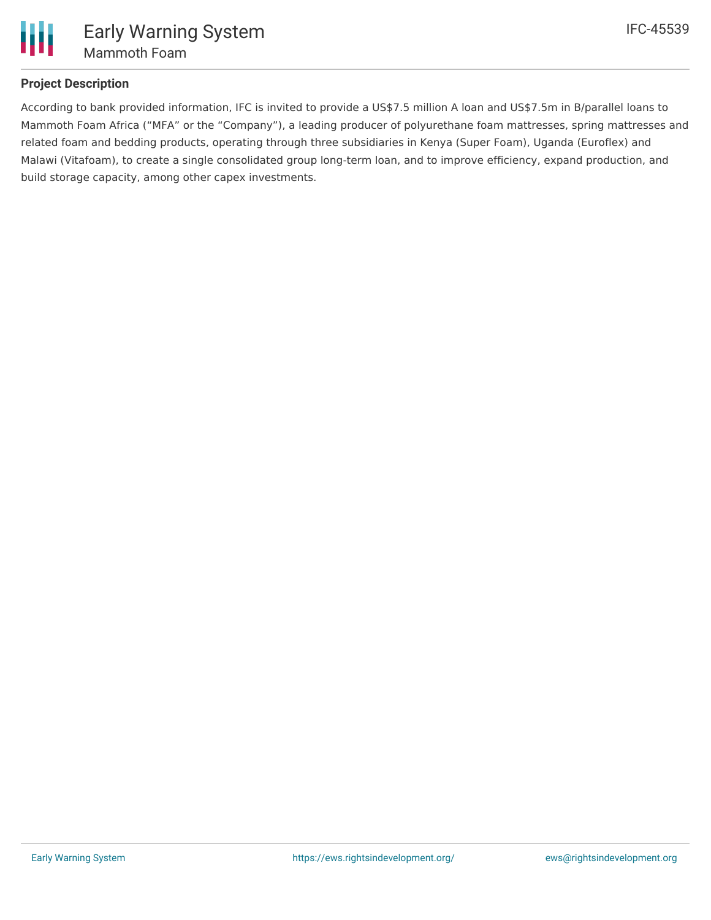## Project Description

According to bank provided information, IFC is invited to provide a US$7.5 million A loan and US$7.5m in B/parallel loans to Mammoth Foam Africa ("MFA" or the "Company"), a leading producer of polyurethane foam mattresses, spring mattresses and related foam and bedding products, operating through three subsidiaries in Kenya (Super Foam), Uganda (Euroflex) and Malawi (Vitafoam), to create a single consolidated group long-term loan, and to improve efficiency, expand production, and build storage capacity, among other capex investments.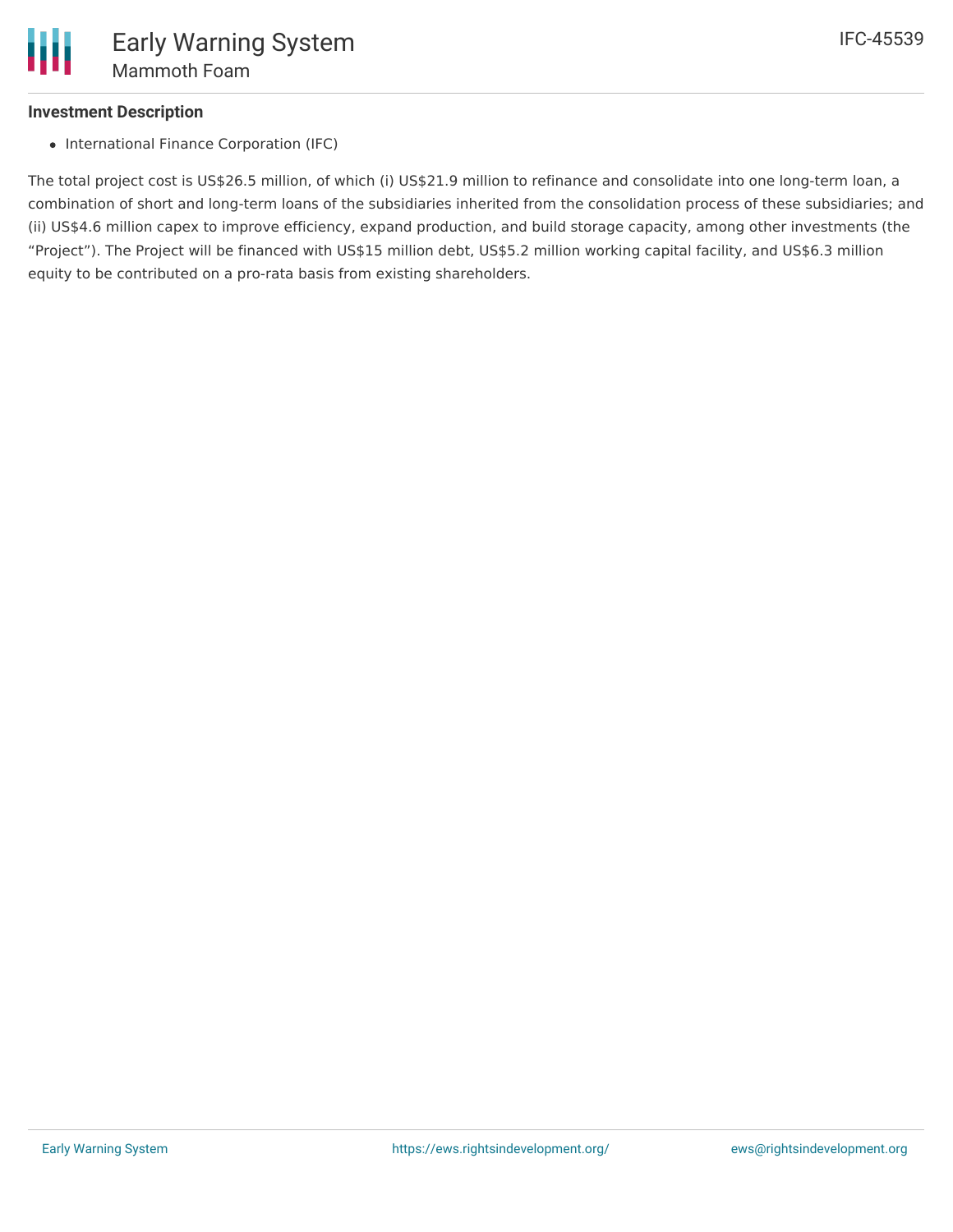### Investment Description

- International Finance Corporation (IFC)

The total project cost is US$26.5 million, of which (i) US$21.9 million to refinance and consolidate into one long-term loan, a combination of short and long-term loans of the subsidiaries inherited from the consolidation process of these subsidiaries; and (ii) US$4.6 million capex to improve efficiency, expand production, and build storage capacity, among other investments (the "Project"). The Project will be financed with US$15 million debt, US$5.2 million working capital facility, and US$6.3 million equity to be contributed on a pro-rata basis from existing shareholders.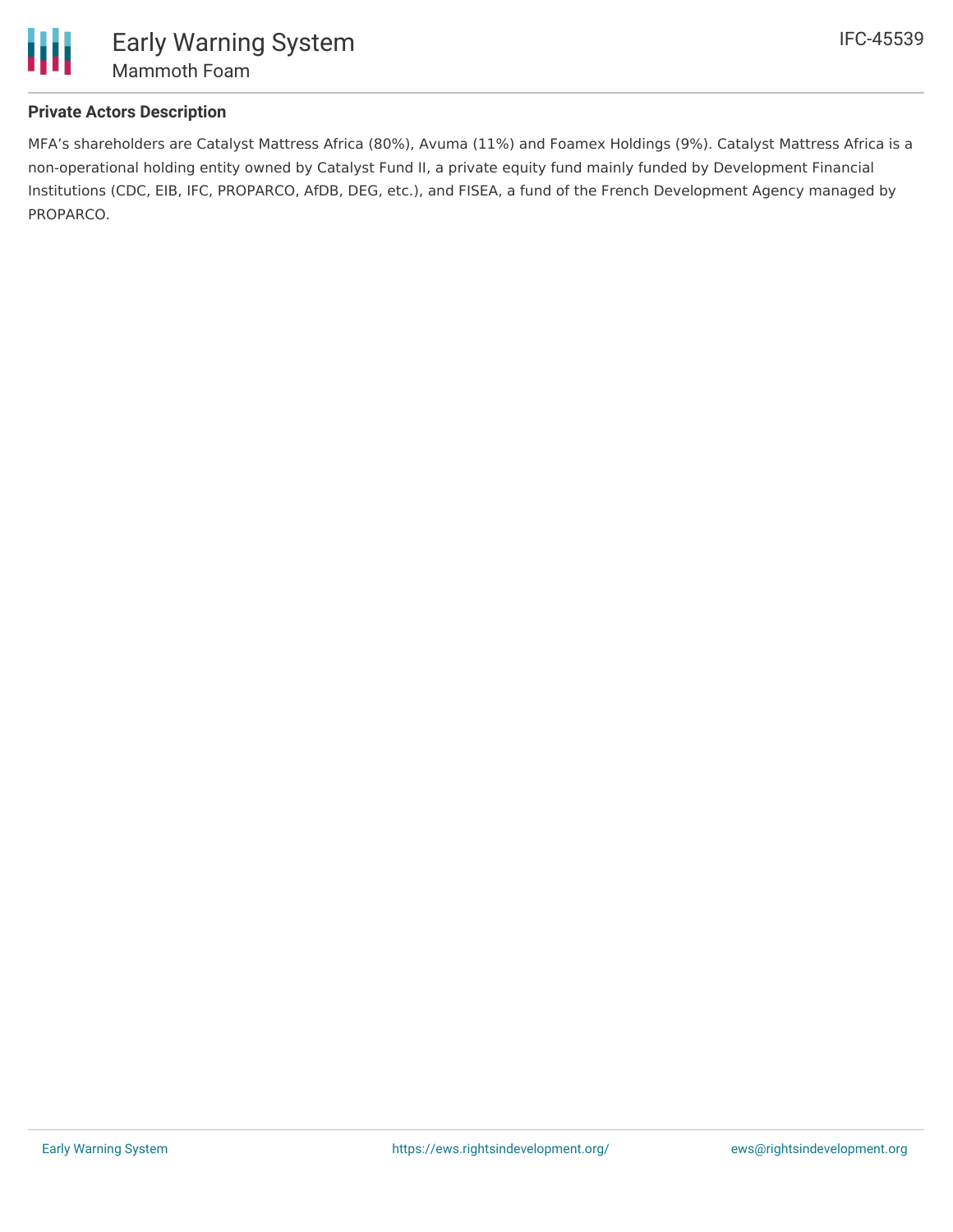### Private Actors Description

MFA's shareholders are Catalyst Mattress Africa (80%), Avuma (11%) and Foamex Holdings (9%). Catalyst Mattress Africa is a non-operational holding entity owned by Catalyst Fund II, a private equity fund mainly funded by Development Financial Institutions (CDC, EIB, IFC, PROPARCO, AfDB, DEG, etc.), and FISEA, a fund of the French Development Agency managed by PROPARCO.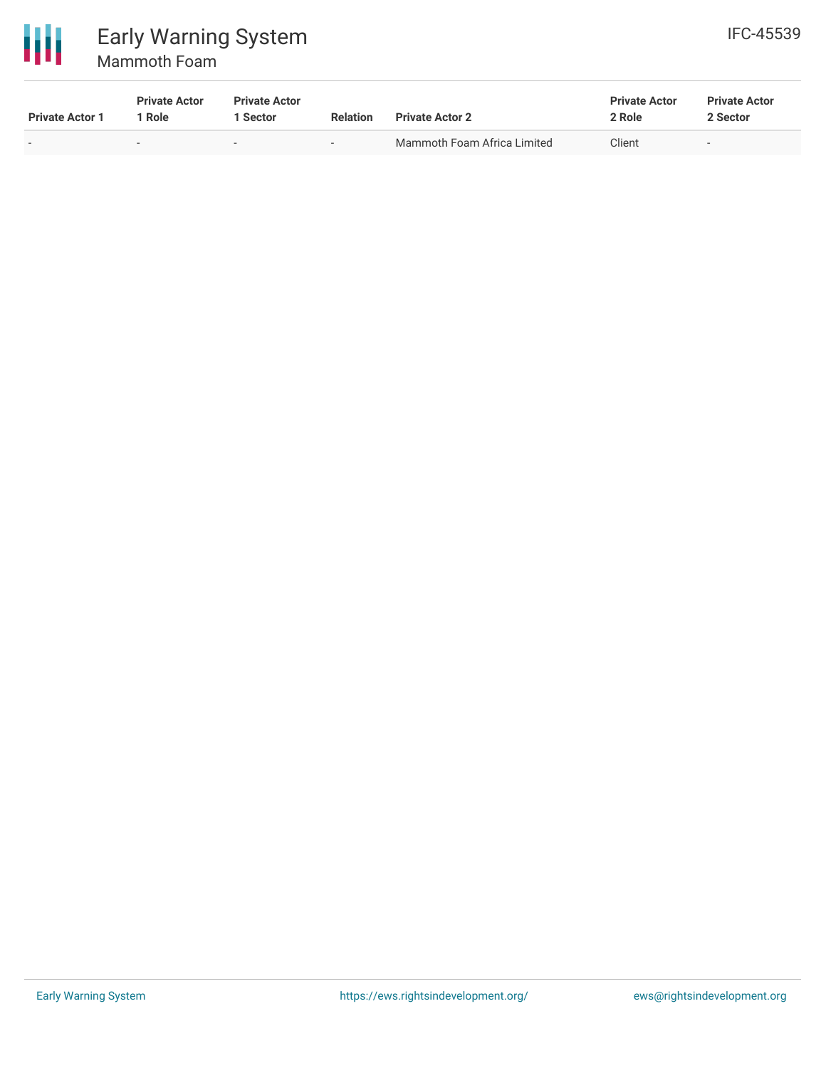| Private Actor 1 | Private Actor 1 Role | Private Actor 1 Sector | Relation | Private Actor 2 | Private Actor 2 Role | Private Actor 2 Sector |
|---|---|---|---|---|---|---|
| - | - | - | - | Mammoth Foam Africa Limited | Client | - |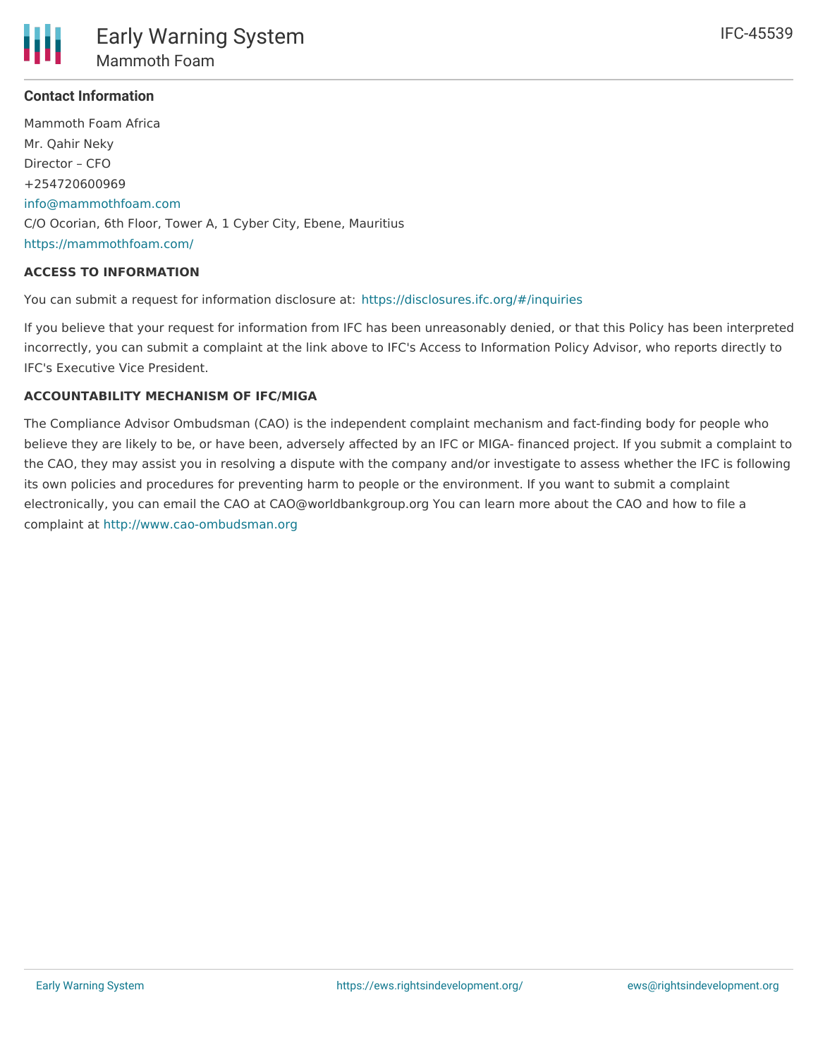**Contact Information**

Mammoth Foam Africa
Mr. Qahir Neky
Director – CFO
+254720600969
info@mammothfoam.com
C/O Ocorian, 6th Floor, Tower A, 1 Cyber City, Ebene, Mauritius
https://mammothfoam.com/

**ACCESS TO INFORMATION**

You can submit a request for information disclosure at: https://disclosures.ifc.org/#/inquiries

If you believe that your request for information from IFC has been unreasonably denied, or that this Policy has been interpreted incorrectly, you can submit a complaint at the link above to IFC's Access to Information Policy Advisor, who reports directly to IFC's Executive Vice President.

**ACCOUNTABILITY MECHANISM OF IFC/MIGA**

The Compliance Advisor Ombudsman (CAO) is the independent complaint mechanism and fact-finding body for people who believe they are likely to be, or have been, adversely affected by an IFC or MIGA- financed project. If you submit a complaint to the CAO, they may assist you in resolving a dispute with the company and/or investigate to assess whether the IFC is following its own policies and procedures for preventing harm to people or the environment. If you want to submit a complaint electronically, you can email the CAO at CAO@worldbankgroup.org You can learn more about the CAO and how to file a complaint at http://www.cao-ombudsman.org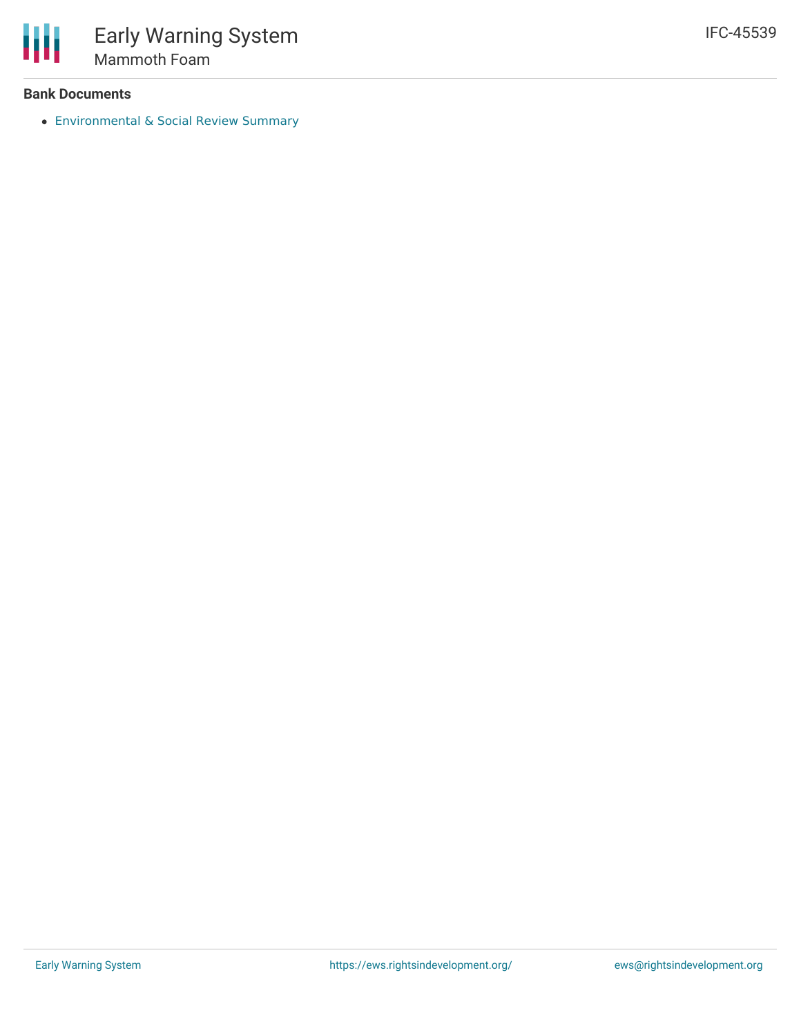**Bank Documents**

- Environmental & Social Review Summary